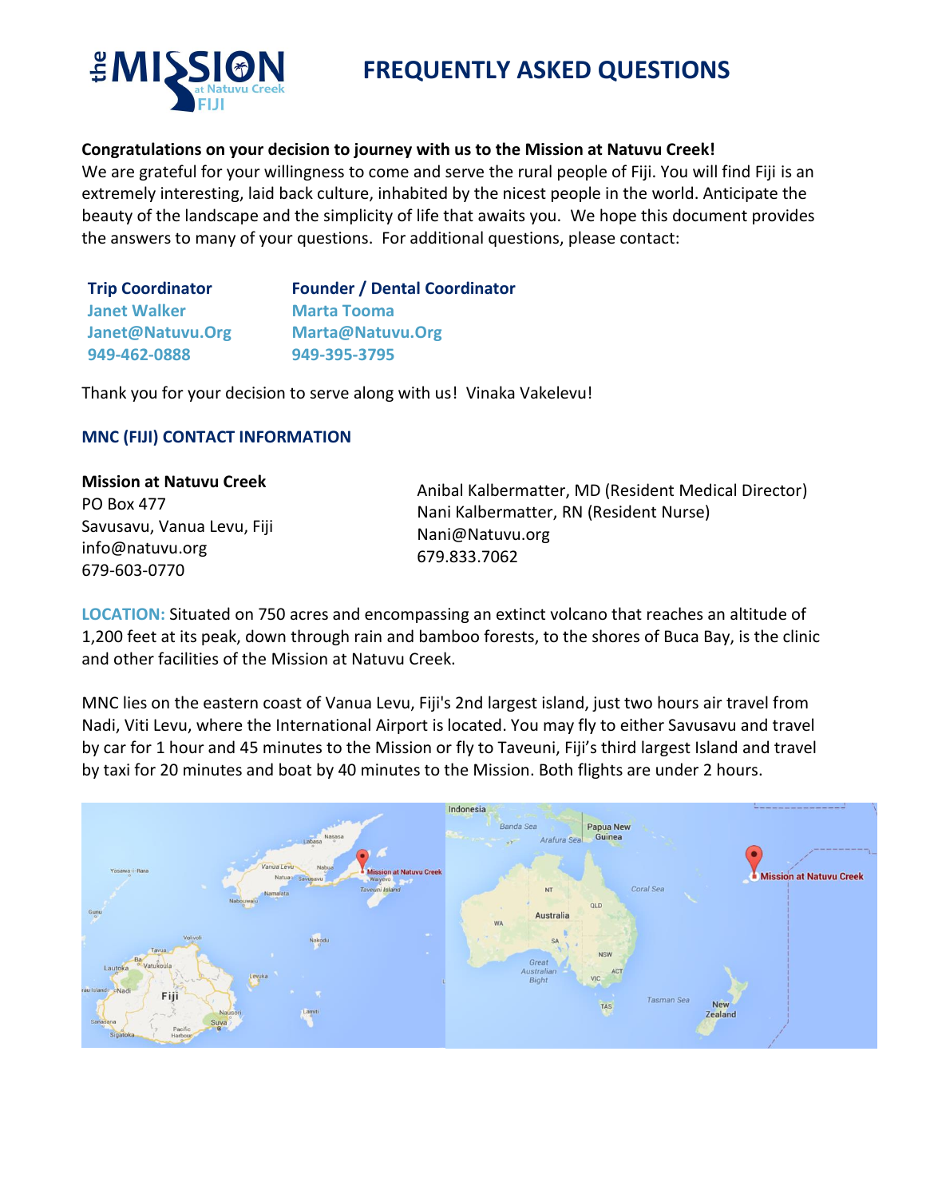# FREQUENTLY ASKED QUESTIONS

**Congratulations on your decision to journey with us to the Mission at Natuvu Creek!**
We are grateful for your willingness to come and serve the rural people of Fiji. You will find Fiji is an extremely interesting, laid back culture, inhabited by the nicest people in the world. Anticipate the beauty of the landscape and the simplicity of life that awaits you. We hope this document provides the answers to many of your questions. For additional questions, please contact:

| Trip Coordinator | Founder / Dental Coordinator |
|---|---|
| Janet Walker | Marta Tooma |
| Janet@Natuvu.Org | Marta@Natuvu.Org |
| 949-462-0888 | 949-395-3795 |

Thank you for your decision to serve along with us! Vinaka Vakelevu!

## MNC (FIJI) CONTACT INFORMATION

**Mission at Natuvu Creek**
PO Box 477
Savusavu, Vanua Levu, Fiji
info@natuvu.org
679-603-0770

Anibal Kalbermatter, MD (Resident Medical Director)
Nani Kalbermatter, RN (Resident Nurse)
Nani@Natuvu.org
679.833.7062

**LOCATION:** Situated on 750 acres and encompassing an extinct volcano that reaches an altitude of 1,200 feet at its peak, down through rain and bamboo forests, to the shores of Buca Bay, is the clinic and other facilities of the Mission at Natuvu Creek.

MNC lies on the eastern coast of Vanua Levu, Fiji's 2nd largest island, just two hours air travel from Nadi, Viti Levu, where the International Airport is located. You may fly to either Savusavu and travel by car for 1 hour and 45 minutes to the Mission or fly to Taveuni, Fiji's third largest Island and travel by taxi for 20 minutes and boat by 40 minutes to the Mission. Both flights are under 2 hours.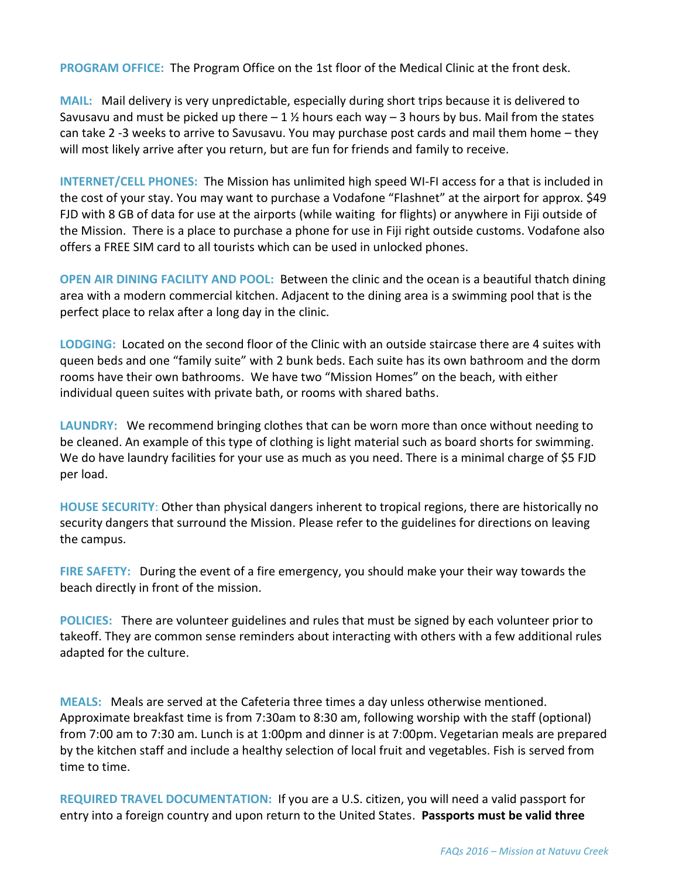**PROGRAM OFFICE:** The Program Office on the 1st floor of the Medical Clinic at the front desk.

**MAIL:** Mail delivery is very unpredictable, especially during short trips because it is delivered to Savusavu and must be picked up there – 1 ½ hours each way – 3 hours by bus. Mail from the states can take 2 -3 weeks to arrive to Savusavu. You may purchase post cards and mail them home – they will most likely arrive after you return, but are fun for friends and family to receive.

**INTERNET/CELL PHONES:** The Mission has unlimited high speed WI-FI access for a that is included in the cost of your stay. You may want to purchase a Vodafone "Flashnet" at the airport for approx. $49 FJD with 8 GB of data for use at the airports (while waiting for flights) or anywhere in Fiji outside of the Mission. There is a place to purchase a phone for use in Fiji right outside customs. Vodafone also offers a FREE SIM card to all tourists which can be used in unlocked phones.

**OPEN AIR DINING FACILITY AND POOL:** Between the clinic and the ocean is a beautiful thatch dining area with a modern commercial kitchen. Adjacent to the dining area is a swimming pool that is the perfect place to relax after a long day in the clinic.

**LODGING:** Located on the second floor of the Clinic with an outside staircase there are 4 suites with queen beds and one "family suite" with 2 bunk beds. Each suite has its own bathroom and the dorm rooms have their own bathrooms. We have two "Mission Homes" on the beach, with either individual queen suites with private bath, or rooms with shared baths.

**LAUNDRY:** We recommend bringing clothes that can be worn more than once without needing to be cleaned. An example of this type of clothing is light material such as board shorts for swimming. We do have laundry facilities for your use as much as you need. There is a minimal charge of $5 FJD per load.

**HOUSE SECURITY**: Other than physical dangers inherent to tropical regions, there are historically no security dangers that surround the Mission. Please refer to the guidelines for directions on leaving the campus.

**FIRE SAFETY:** During the event of a fire emergency, you should make your their way towards the beach directly in front of the mission.

**POLICIES:** There are volunteer guidelines and rules that must be signed by each volunteer prior to takeoff. They are common sense reminders about interacting with others with a few additional rules adapted for the culture.

**MEALS:** Meals are served at the Cafeteria three times a day unless otherwise mentioned. Approximate breakfast time is from 7:30am to 8:30 am, following worship with the staff (optional) from 7:00 am to 7:30 am. Lunch is at 1:00pm and dinner is at 7:00pm. Vegetarian meals are prepared by the kitchen staff and include a healthy selection of local fruit and vegetables. Fish is served from time to time.

**REQUIRED TRAVEL DOCUMENTATION:** If you are a U.S. citizen, you will need a valid passport for entry into a foreign country and upon return to the United States. **Passports must be valid three**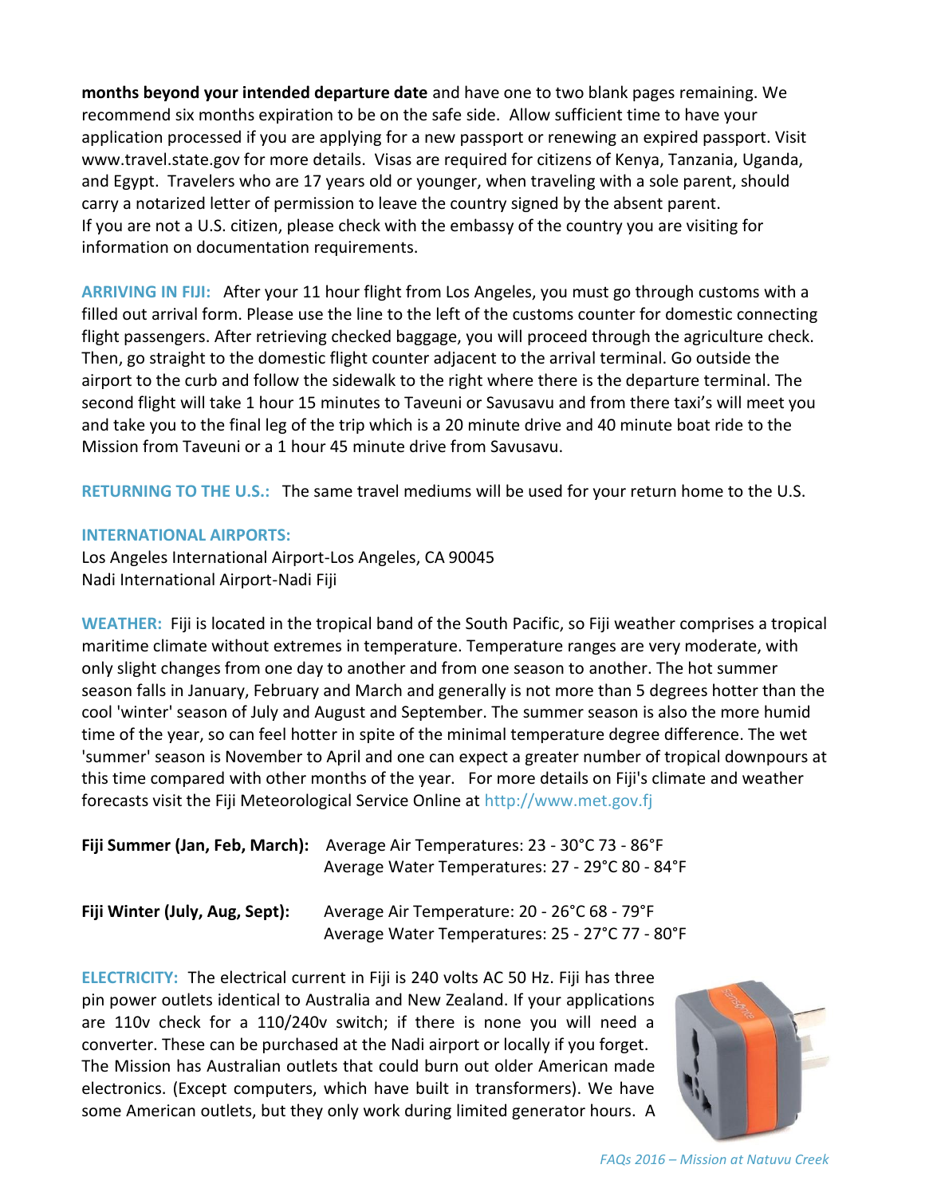**months beyond your intended departure date** and have one to two blank pages remaining. We recommend six months expiration to be on the safe side. Allow sufficient time to have your application processed if you are applying for a new passport or renewing an expired passport. Visit www.travel.state.gov for more details. Visas are required for citizens of Kenya, Tanzania, Uganda, and Egypt. Travelers who are 17 years old or younger, when traveling with a sole parent, should carry a notarized letter of permission to leave the country signed by the absent parent. If you are not a U.S. citizen, please check with the embassy of the country you are visiting for information on documentation requirements.

**ARRIVING IN FIJI:** After your 11 hour flight from Los Angeles, you must go through customs with a filled out arrival form. Please use the line to the left of the customs counter for domestic connecting flight passengers. After retrieving checked baggage, you will proceed through the agriculture check. Then, go straight to the domestic flight counter adjacent to the arrival terminal. Go outside the airport to the curb and follow the sidewalk to the right where there is the departure terminal. The second flight will take 1 hour 15 minutes to Taveuni or Savusavu and from there taxi's will meet you and take you to the final leg of the trip which is a 20 minute drive and 40 minute boat ride to the Mission from Taveuni or a 1 hour 45 minute drive from Savusavu.

**RETURNING TO THE U.S.:** The same travel mediums will be used for your return home to the U.S.

**INTERNATIONAL AIRPORTS:**

Los Angeles International Airport-Los Angeles, CA 90045
Nadi International Airport-Nadi Fiji

**WEATHER:** Fiji is located in the tropical band of the South Pacific, so Fiji weather comprises a tropical maritime climate without extremes in temperature. Temperature ranges are very moderate, with only slight changes from one day to another and from one season to another. The hot summer season falls in January, February and March and generally is not more than 5 degrees hotter than the cool 'winter' season of July and August and September. The summer season is also the more humid time of the year, so can feel hotter in spite of the minimal temperature degree difference. The wet 'summer' season is November to April and one can expect a greater number of tropical downpours at this time compared with other months of the year. For more details on Fiji's climate and weather forecasts visit the Fiji Meteorological Service Online at http://www.met.gov.fj

**Fiji Summer (Jan, Feb, March):** Average Air Temperatures: 23 - 30°C 73 - 86°F
Average Water Temperatures: 27 - 29°C 80 - 84°F

**Fiji Winter (July, Aug, Sept):** Average Air Temperature: 20 - 26°C 68 - 79°F
Average Water Temperatures: 25 - 27°C 77 - 80°F

**ELECTRICITY:** The electrical current in Fiji is 240 volts AC 50 Hz. Fiji has three pin power outlets identical to Australia and New Zealand. If your applications are 110v check for a 110/240v switch; if there is none you will need a converter. These can be purchased at the Nadi airport or locally if you forget. The Mission has Australian outlets that could burn out older American made electronics. (Except computers, which have built in transformers). We have some American outlets, but they only work during limited generator hours. A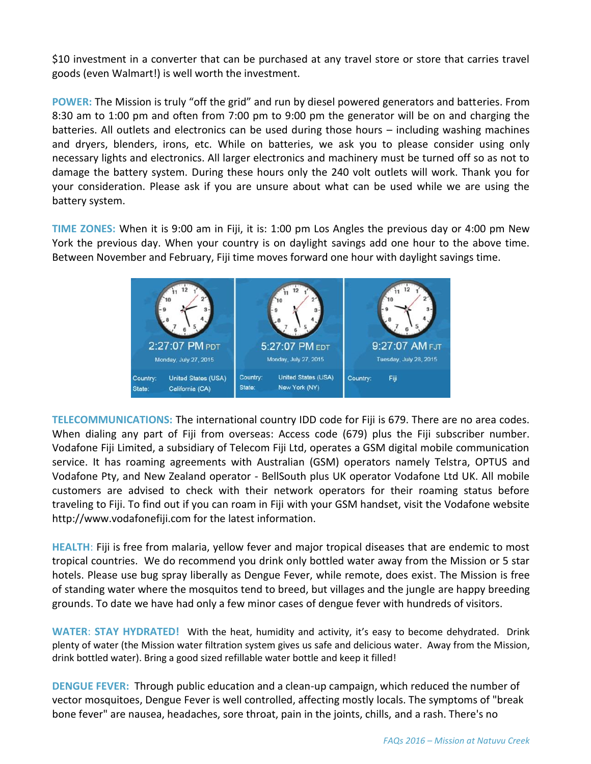$10 investment in a converter that can be purchased at any travel store or store that carries travel goods (even Walmart!) is well worth the investment.

**POWER:** The Mission is truly "off the grid" and run by diesel powered generators and batteries. From 8:30 am to 1:00 pm and often from 7:00 pm to 9:00 pm the generator will be on and charging the batteries. All outlets and electronics can be used during those hours – including washing machines and dryers, blenders, irons, etc. While on batteries, we ask you to please consider using only necessary lights and electronics. All larger electronics and machinery must be turned off so as not to damage the battery system. During these hours only the 240 volt outlets will work. Thank you for your consideration. Please ask if you are unsure about what can be used while we are using the battery system.

**TIME ZONES:** When it is 9:00 am in Fiji, it is: 1:00 pm Los Angles the previous day or 4:00 pm New York the previous day. When your country is on daylight savings add one hour to the above time. Between November and February, Fiji time moves forward one hour with daylight savings time.

| 2:27:07 PM PDT | 5:27:07 PM EDT | 9:27:07 AM FJT |
|---|---|---|
| Monday, July 27, 2015 | Monday, July 27, 2015 | Tuesday, July 28, 2015 |
| Country: United States (USA) State: California (CA) | Country: United States (USA) State: New York (NY) | Country: Fiji |

**TELECOMMUNICATIONS:** The international country IDD code for Fiji is 679. There are no area codes. When dialing any part of Fiji from overseas: Access code (679) plus the Fiji subscriber number. Vodafone Fiji Limited, a subsidiary of Telecom Fiji Ltd, operates a GSM digital mobile communication service. It has roaming agreements with Australian (GSM) operators namely Telstra, OPTUS and Vodafone Pty, and New Zealand operator - BellSouth plus UK operator Vodafone Ltd UK. All mobile customers are advised to check with their network operators for their roaming status before traveling to Fiji. To find out if you can roam in Fiji with your GSM handset, visit the Vodafone website http://www.vodafonefiji.com for the latest information.

**HEALTH**: Fiji is free from malaria, yellow fever and major tropical diseases that are endemic to most tropical countries. We do recommend you drink only bottled water away from the Mission or 5 star hotels. Please use bug spray liberally as Dengue Fever, while remote, does exist. The Mission is free of standing water where the mosquitos tend to breed, but villages and the jungle are happy breeding grounds. To date we have had only a few minor cases of dengue fever with hundreds of visitors.

**WATER**: **STAY HYDRATED!** With the heat, humidity and activity, it's easy to become dehydrated. Drink plenty of water (the Mission water filtration system gives us safe and delicious water. Away from the Mission, drink bottled water). Bring a good sized refillable water bottle and keep it filled!

**DENGUE FEVER:** Through public education and a clean-up campaign, which reduced the number of vector mosquitoes, Dengue Fever is well controlled, affecting mostly locals. The symptoms of "break bone fever" are nausea, headaches, sore throat, pain in the joints, chills, and a rash. There's no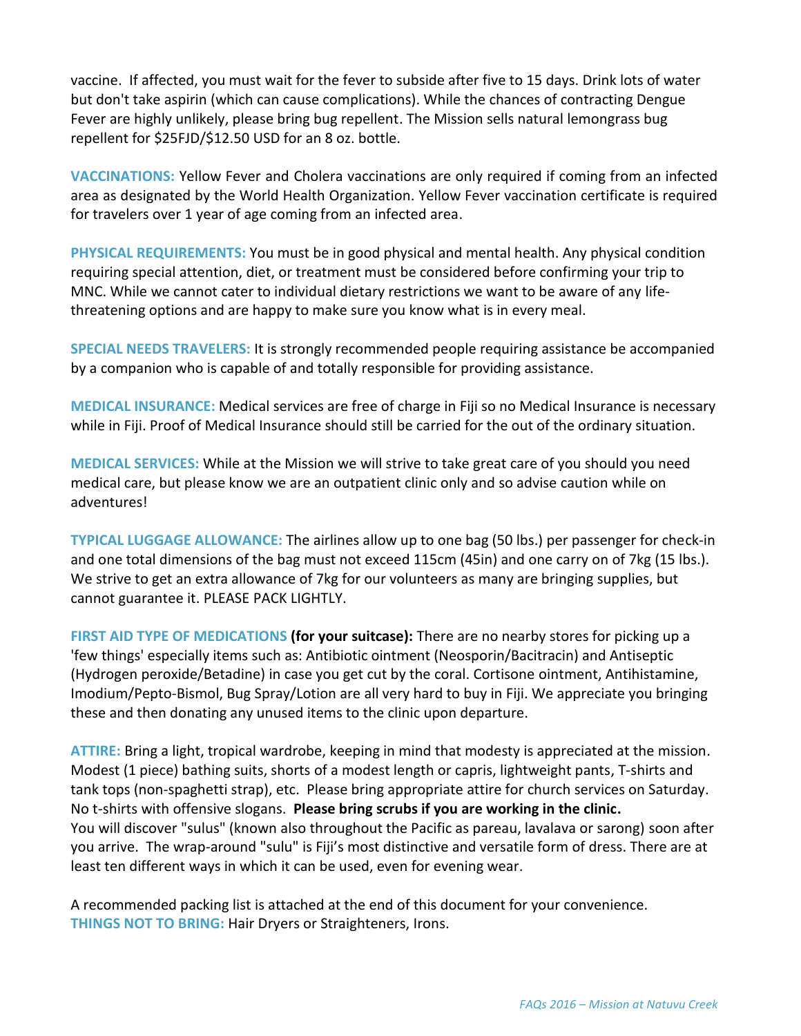vaccine. If affected, you must wait for the fever to subside after five to 15 days. Drink lots of water but don't take aspirin (which can cause complications). While the chances of contracting Dengue Fever are highly unlikely, please bring bug repellent. The Mission sells natural lemongrass bug repellent for $25FJD/$12.50 USD for an 8 oz. bottle.

**VACCINATIONS:** Yellow Fever and Cholera vaccinations are only required if coming from an infected area as designated by the World Health Organization. Yellow Fever vaccination certificate is required for travelers over 1 year of age coming from an infected area.

**PHYSICAL REQUIREMENTS:** You must be in good physical and mental health. Any physical condition requiring special attention, diet, or treatment must be considered before confirming your trip to MNC. While we cannot cater to individual dietary restrictions we want to be aware of any life-threatening options and are happy to make sure you know what is in every meal.

**SPECIAL NEEDS TRAVELERS:** It is strongly recommended people requiring assistance be accompanied by a companion who is capable of and totally responsible for providing assistance.

**MEDICAL INSURANCE:** Medical services are free of charge in Fiji so no Medical Insurance is necessary while in Fiji. Proof of Medical Insurance should still be carried for the out of the ordinary situation.

**MEDICAL SERVICES:** While at the Mission we will strive to take great care of you should you need medical care, but please know we are an outpatient clinic only and so advise caution while on adventures!

**TYPICAL LUGGAGE ALLOWANCE:** The airlines allow up to one bag (50 lbs.) per passenger for check-in and one total dimensions of the bag must not exceed 115cm (45in) and one carry on of 7kg (15 lbs.). We strive to get an extra allowance of 7kg for our volunteers as many are bringing supplies, but cannot guarantee it. PLEASE PACK LIGHTLY.

**FIRST AID TYPE OF MEDICATIONS (for your suitcase):** There are no nearby stores for picking up a 'few things' especially items such as: Antibiotic ointment (Neosporin/Bacitracin) and Antiseptic (Hydrogen peroxide/Betadine) in case you get cut by the coral. Cortisone ointment, Antihistamine, Imodium/Pepto-Bismol, Bug Spray/Lotion are all very hard to buy in Fiji. We appreciate you bringing these and then donating any unused items to the clinic upon departure.

**ATTIRE:** Bring a light, tropical wardrobe, keeping in mind that modesty is appreciated at the mission. Modest (1 piece) bathing suits, shorts of a modest length or capris, lightweight pants, T-shirts and tank tops (non-spaghetti strap), etc. Please bring appropriate attire for church services on Saturday. No t-shirts with offensive slogans. **Please bring scrubs if you are working in the clinic.**
You will discover "sulus" (known also throughout the Pacific as pareau, lavalava or sarong) soon after you arrive. The wrap-around "sulu" is Fiji's most distinctive and versatile form of dress. There are at least ten different ways in which it can be used, even for evening wear.

A recommended packing list is attached at the end of this document for your convenience.
**THINGS NOT TO BRING:** Hair Dryers or Straighteners, Irons.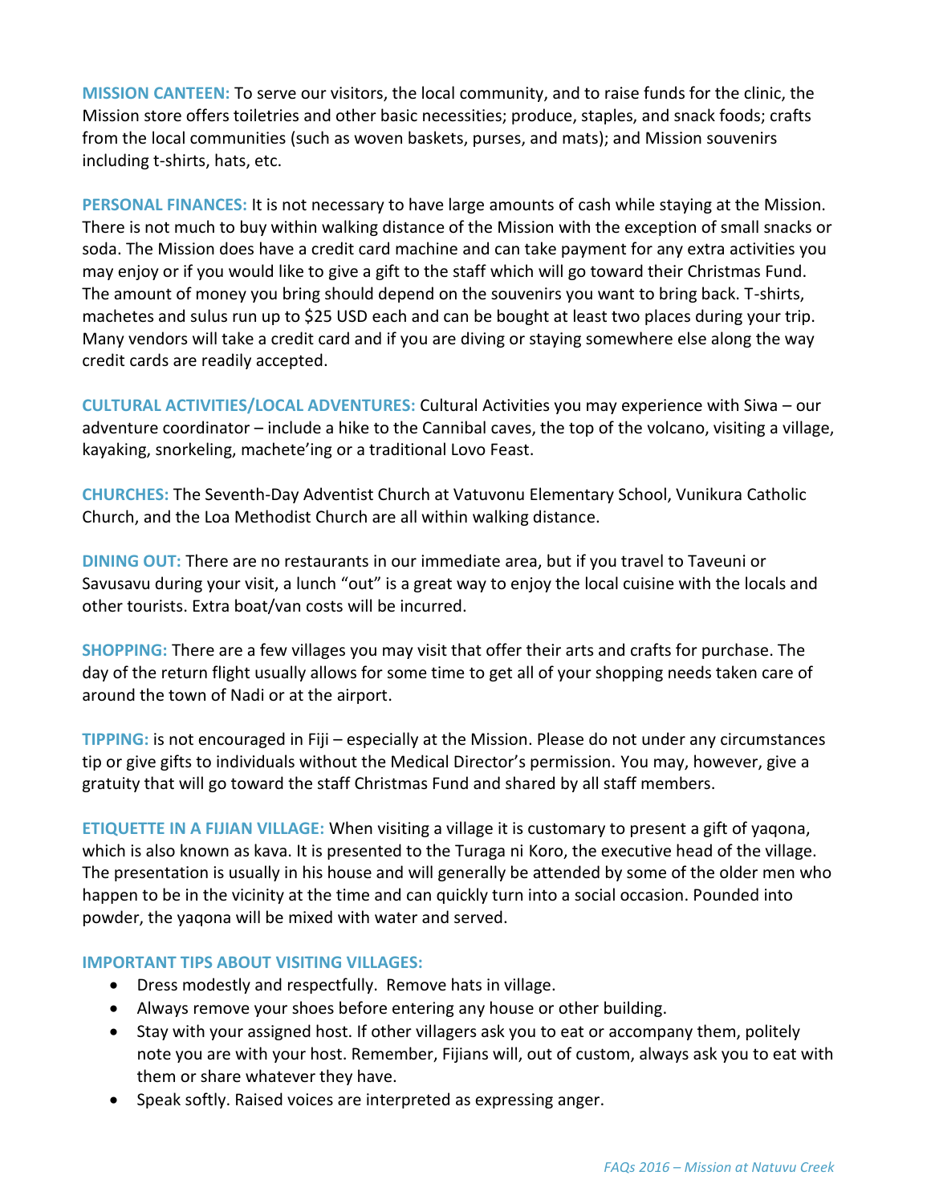**MISSION CANTEEN:** To serve our visitors, the local community, and to raise funds for the clinic, the Mission store offers toiletries and other basic necessities; produce, staples, and snack foods; crafts from the local communities (such as woven baskets, purses, and mats); and Mission souvenirs including t-shirts, hats, etc.

**PERSONAL FINANCES:** It is not necessary to have large amounts of cash while staying at the Mission. There is not much to buy within walking distance of the Mission with the exception of small snacks or soda. The Mission does have a credit card machine and can take payment for any extra activities you may enjoy or if you would like to give a gift to the staff which will go toward their Christmas Fund. The amount of money you bring should depend on the souvenirs you want to bring back. T-shirts, machetes and sulus run up to $25 USD each and can be bought at least two places during your trip. Many vendors will take a credit card and if you are diving or staying somewhere else along the way credit cards are readily accepted.

**CULTURAL ACTIVITIES/LOCAL ADVENTURES:** Cultural Activities you may experience with Siwa – our adventure coordinator – include a hike to the Cannibal caves, the top of the volcano, visiting a village, kayaking, snorkeling, machete'ing or a traditional Lovo Feast.

**CHURCHES:** The Seventh-Day Adventist Church at Vatuvonu Elementary School, Vunikura Catholic Church, and the Loa Methodist Church are all within walking distance.

**DINING OUT:** There are no restaurants in our immediate area, but if you travel to Taveuni or Savusavu during your visit, a lunch "out" is a great way to enjoy the local cuisine with the locals and other tourists. Extra boat/van costs will be incurred.

**SHOPPING:** There are a few villages you may visit that offer their arts and crafts for purchase. The day of the return flight usually allows for some time to get all of your shopping needs taken care of around the town of Nadi or at the airport.

**TIPPING:** is not encouraged in Fiji – especially at the Mission. Please do not under any circumstances tip or give gifts to individuals without the Medical Director's permission. You may, however, give a gratuity that will go toward the staff Christmas Fund and shared by all staff members.

**ETIQUETTE IN A FIJIAN VILLAGE:** When visiting a village it is customary to present a gift of yaqona, which is also known as kava. It is presented to the Turaga ni Koro, the executive head of the village. The presentation is usually in his house and will generally be attended by some of the older men who happen to be in the vicinity at the time and can quickly turn into a social occasion. Pounded into powder, the yaqona will be mixed with water and served.

**IMPORTANT TIPS ABOUT VISITING VILLAGES:**

- Dress modestly and respectfully. Remove hats in village.
- Always remove your shoes before entering any house or other building.
- Stay with your assigned host. If other villagers ask you to eat or accompany them, politely note you are with your host. Remember, Fijians will, out of custom, always ask you to eat with them or share whatever they have.
- Speak softly. Raised voices are interpreted as expressing anger.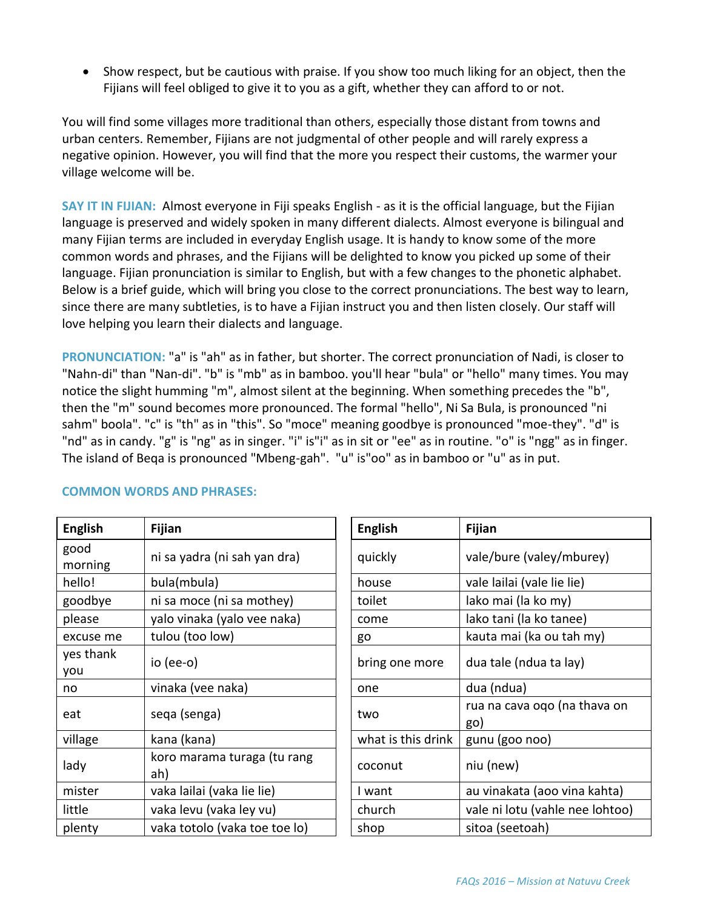- Show respect, but be cautious with praise. If you show too much liking for an object, then the Fijians will feel obliged to give it to you as a gift, whether they can afford to or not.

You will find some villages more traditional than others, especially those distant from towns and urban centers. Remember, Fijians are not judgmental of other people and will rarely express a negative opinion. However, you will find that the more you respect their customs, the warmer your village welcome will be.

**SAY IT IN FIJIAN:** Almost everyone in Fiji speaks English - as it is the official language, but the Fijian language is preserved and widely spoken in many different dialects. Almost everyone is bilingual and many Fijian terms are included in everyday English usage. It is handy to know some of the more common words and phrases, and the Fijians will be delighted to know you picked up some of their language. Fijian pronunciation is similar to English, but with a few changes to the phonetic alphabet. Below is a brief guide, which will bring you close to the correct pronunciations. The best way to learn, since there are many subtleties, is to have a Fijian instruct you and then listen closely. Our staff will love helping you learn their dialects and language.

**PRONUNCIATION:** "a" is "ah" as in father, but shorter. The correct pronunciation of Nadi, is closer to "Nahn-di" than "Nan-di". "b" is "mb" as in bamboo. you'll hear "bula" or "hello" many times. You may notice the slight humming "m", almost silent at the beginning. When something precedes the "b", then the "m" sound becomes more pronounced. The formal "hello", Ni Sa Bula, is pronounced "ni sahm" boola". "c" is "th" as in "this". So "moce" meaning goodbye is pronounced "moe-they". "d" is "nd" as in candy. "g" is "ng" as in singer. "i" is"i" as in sit or "ee" as in routine. "o" is "ngg" as in finger. The island of Beqa is pronounced "Mbeng-gah". "u" is"oo" as in bamboo or "u" as in put.

**COMMON WORDS AND PHRASES:**

| English | Fijian |
|---|---|
| good morning | ni sa yadra (ni sah yan dra) |
| hello! | bula(mbula) |
| goodbye | ni sa moce (ni sa mothey) |
| please | yalo vinaka (yalo vee naka) |
| excuse me | tulou (too low) |
| yes thank you | io (ee-o) |
| no | vinaka (vee naka) |
| eat | seqa (senga) |
| village | kana (kana) |
| lady | koro marama turaga (tu rang ah) |
| mister | vaka lailai (vaka lie lie) |
| little | vaka levu (vaka ley vu) |
| plenty | vaka totolo (vaka toe toe lo) |

| English | Fijian |
|---|---|
| quickly | vale/bure (valey/mburey) |
| house | vale lailai (vale lie lie) |
| toilet | lako mai (la ko my) |
| come | lako tani (la ko tanee) |
| go | kauta mai (ka ou tah my) |
| bring one more | dua tale (ndua ta lay) |
| one | dua (ndua) |
| two | rua na cava oqo (na thava on go) |
| what is this drink | gunu (goo noo) |
| coconut | niu (new) |
| I want | au vinakata (aoo vina kahta) |
| church | vale ni lotu (vahle nee lohtoo) |
| shop | sitoa (seetoah) |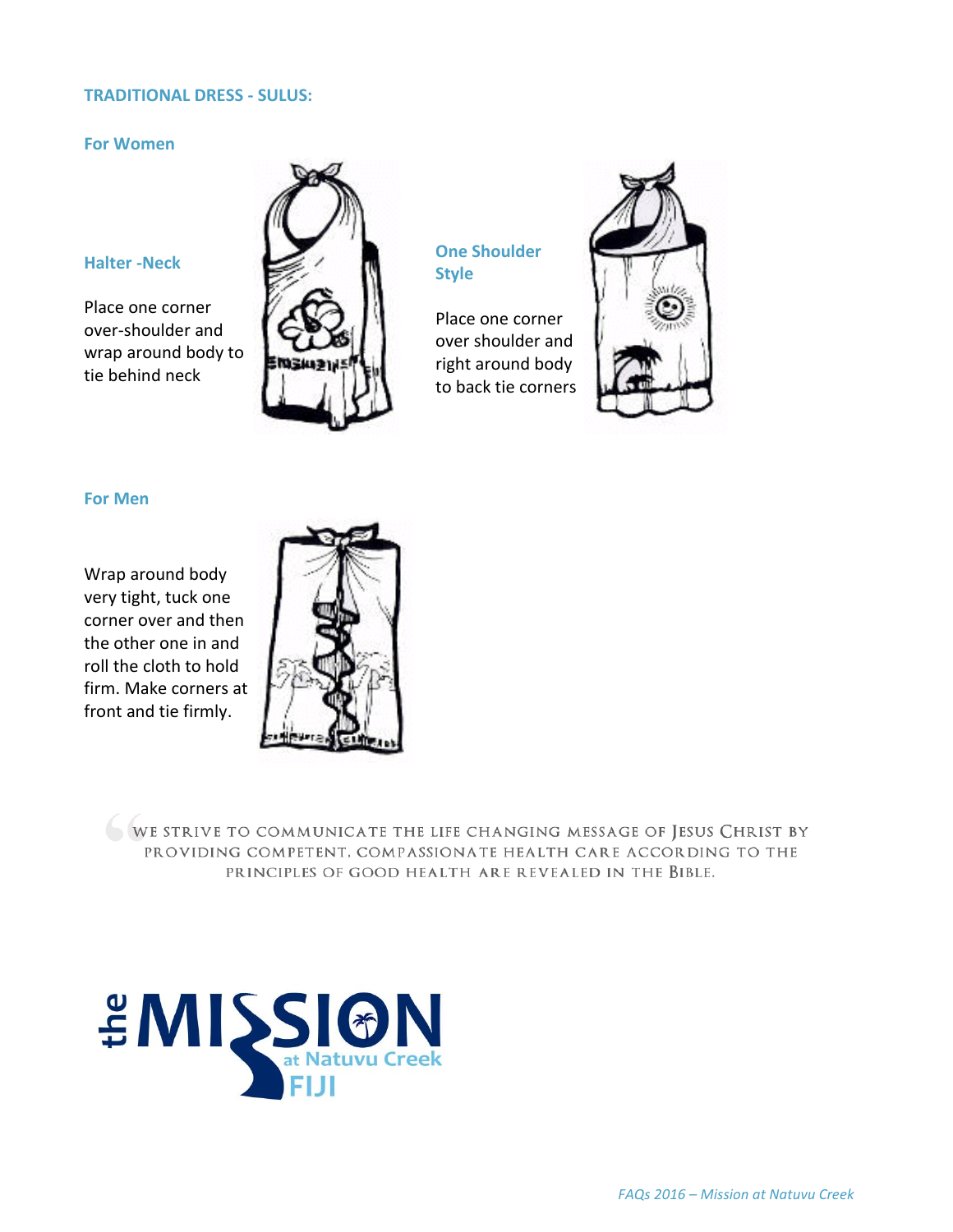## TRADITIONAL DRESS - SULUS:

### For Women

#### Halter -Neck

Place one corner over-shoulder and wrap around body to tie behind neck

#### One Shoulder Style

Place one corner over shoulder and right around body to back tie corners

### For Men

Wrap around body very tight, tuck one corner over and then the other one in and roll the cloth to hold firm. Make corners at front and tie firmly.

> WE STRIVE TO COMMUNICATE THE LIFE CHANGING MESSAGE OF JESUS CHRIST BY PROVIDING COMPETENT, COMPASSIONATE HEALTH CARE ACCORDING TO THE PRINCIPLES OF GOOD HEALTH ARE REVEALED IN THE BIBLE.

the MISSION at Natuvu Creek FIJI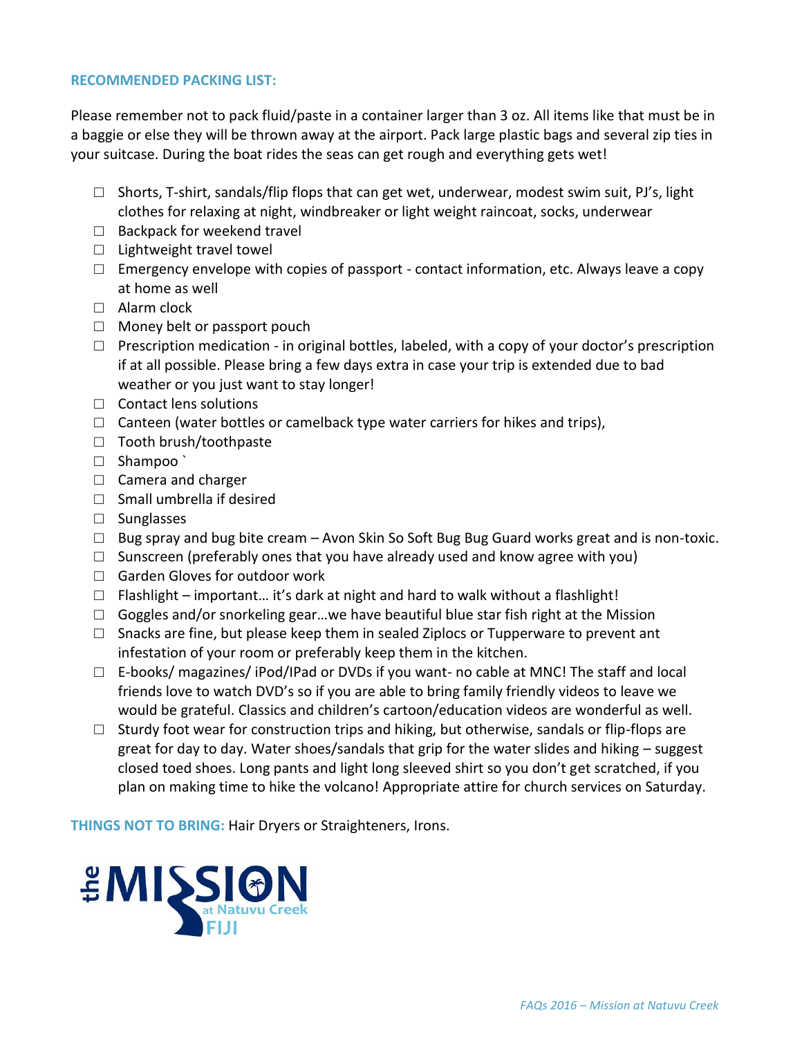## RECOMMENDED PACKING LIST:

Please remember not to pack fluid/paste in a container larger than 3 oz. All items like that must be in a baggie or else they will be thrown away at the airport. Pack large plastic bags and several zip ties in your suitcase. During the boat rides the seas can get rough and everything gets wet!

- ☐ Shorts, T-shirt, sandals/flip flops that can get wet, underwear, modest swim suit, PJ's, light clothes for relaxing at night, windbreaker or light weight raincoat, socks, underwear
- ☐ Backpack for weekend travel
- ☐ Lightweight travel towel
- ☐ Emergency envelope with copies of passport - contact information, etc. Always leave a copy at home as well
- ☐ Alarm clock
- ☐ Money belt or passport pouch
- ☐ Prescription medication - in original bottles, labeled, with a copy of your doctor's prescription if at all possible. Please bring a few days extra in case your trip is extended due to bad weather or you just want to stay longer!
- ☐ Contact lens solutions
- ☐ Canteen (water bottles or camelback type water carriers for hikes and trips),
- ☐ Tooth brush/toothpaste
- ☐ Shampoo `
- ☐ Camera and charger
- ☐ Small umbrella if desired
- ☐ Sunglasses
- ☐ Bug spray and bug bite cream – Avon Skin So Soft Bug Bug Guard works great and is non-toxic.
- ☐ Sunscreen (preferably ones that you have already used and know agree with you)
- ☐ Garden Gloves for outdoor work
- ☐ Flashlight – important… it's dark at night and hard to walk without a flashlight!
- ☐ Goggles and/or snorkeling gear…we have beautiful blue star fish right at the Mission
- ☐ Snacks are fine, but please keep them in sealed Ziplocs or Tupperware to prevent ant infestation of your room or preferably keep them in the kitchen.
- ☐ E-books/ magazines/ iPod/IPad or DVDs if you want- no cable at MNC! The staff and local friends love to watch DVD's so if you are able to bring family friendly videos to leave we would be grateful. Classics and children's cartoon/education videos are wonderful as well.
- ☐ Sturdy foot wear for construction trips and hiking, but otherwise, sandals or flip-flops are great for day to day. Water shoes/sandals that grip for the water slides and hiking – suggest closed toed shoes. Long pants and light long sleeved shirt so you don't get scratched, if you plan on making time to hike the volcano! Appropriate attire for church services on Saturday.

**THINGS NOT TO BRING:** Hair Dryers or Straighteners, Irons.

the MISSION at Natuvu Creek FIJI